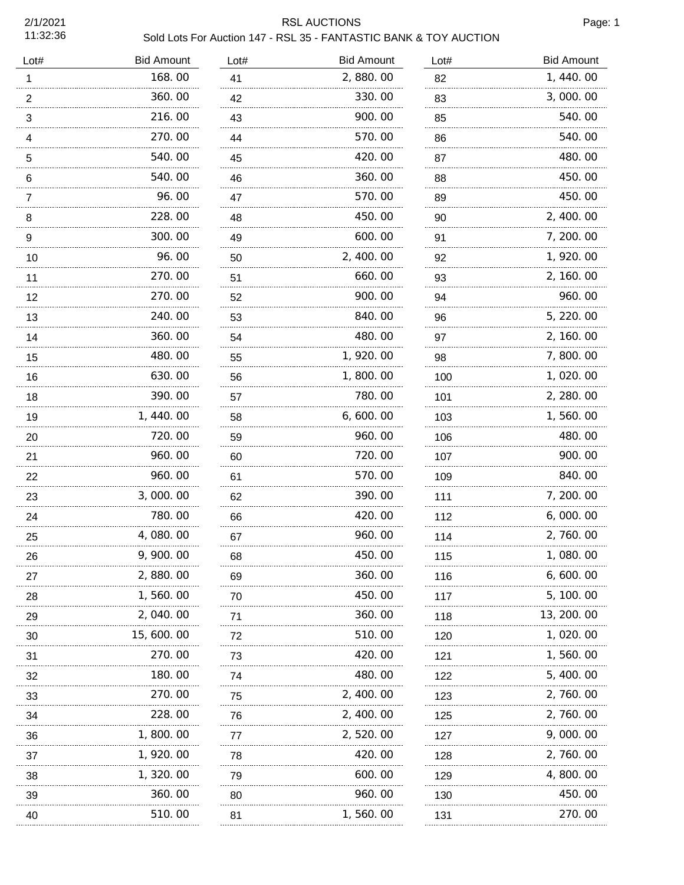# RSL AUCTIONS

## Sold Lots For Auction 147 - RSL 35 - FANTASTIC BANK & TOY AUCTION

2/1/2021
11:32:36

| Lot# | Bid Amount |
|---|---|
| 1 | 168.00 |
| 2 | 360.00 |
| 3 | 216.00 |
| 4 | 270.00 |
| 5 | 540.00 |
| 6 | 540.00 |
| 7 | 96.00 |
| 8 | 228.00 |
| 9 | 300.00 |
| 10 | 96.00 |
| 11 | 270.00 |
| 12 | 270.00 |
| 13 | 240.00 |
| 14 | 360.00 |
| 15 | 480.00 |
| 16 | 630.00 |
| 18 | 390.00 |
| 19 | 1,440.00 |
| 20 | 720.00 |
| 21 | 960.00 |
| 22 | 960.00 |
| 23 | 3,000.00 |
| 24 | 780.00 |
| 25 | 4,080.00 |
| 26 | 9,900.00 |
| 27 | 2,880.00 |
| 28 | 1,560.00 |
| 29 | 2,040.00 |
| 30 | 15,600.00 |
| 31 | 270.00 |
| 32 | 180.00 |
| 33 | 270.00 |
| 34 | 228.00 |
| 36 | 1,800.00 |
| 37 | 1,920.00 |
| 38 | 1,320.00 |
| 39 | 360.00 |
| 40 | 510.00 |
| 41 | 2,880.00 |
| 42 | 330.00 |
| 43 | 900.00 |
| 44 | 570.00 |
| 45 | 420.00 |
| 46 | 360.00 |
| 47 | 570.00 |
| 48 | 450.00 |
| 49 | 600.00 |
| 50 | 2,400.00 |
| 51 | 660.00 |
| 52 | 900.00 |
| 53 | 840.00 |
| 54 | 480.00 |
| 55 | 1,920.00 |
| 56 | 1,800.00 |
| 57 | 780.00 |
| 58 | 6,600.00 |
| 59 | 960.00 |
| 60 | 720.00 |
| 61 | 570.00 |
| 62 | 390.00 |
| 66 | 420.00 |
| 67 | 960.00 |
| 68 | 450.00 |
| 69 | 360.00 |
| 70 | 450.00 |
| 71 | 360.00 |
| 72 | 510.00 |
| 73 | 420.00 |
| 74 | 480.00 |
| 75 | 2,400.00 |
| 76 | 2,400.00 |
| 77 | 2,520.00 |
| 78 | 420.00 |
| 79 | 600.00 |
| 80 | 960.00 |
| 81 | 1,560.00 |
| 82 | 1,440.00 |
| 83 | 3,000.00 |
| 85 | 540.00 |
| 86 | 540.00 |
| 87 | 480.00 |
| 88 | 450.00 |
| 89 | 450.00 |
| 90 | 2,400.00 |
| 91 | 7,200.00 |
| 92 | 1,920.00 |
| 93 | 2,160.00 |
| 94 | 960.00 |
| 96 | 5,220.00 |
| 97 | 2,160.00 |
| 98 | 7,800.00 |
| 100 | 1,020.00 |
| 101 | 2,280.00 |
| 103 | 1,560.00 |
| 106 | 480.00 |
| 107 | 900.00 |
| 109 | 840.00 |
| 111 | 7,200.00 |
| 112 | 6,000.00 |
| 114 | 2,760.00 |
| 115 | 1,080.00 |
| 116 | 6,600.00 |
| 117 | 5,100.00 |
| 118 | 13,200.00 |
| 120 | 1,020.00 |
| 121 | 1,560.00 |
| 122 | 5,400.00 |
| 123 | 2,760.00 |
| 125 | 2,760.00 |
| 127 | 9,000.00 |
| 128 | 2,760.00 |
| 129 | 4,800.00 |
| 130 | 450.00 |
| 131 | 270.00 |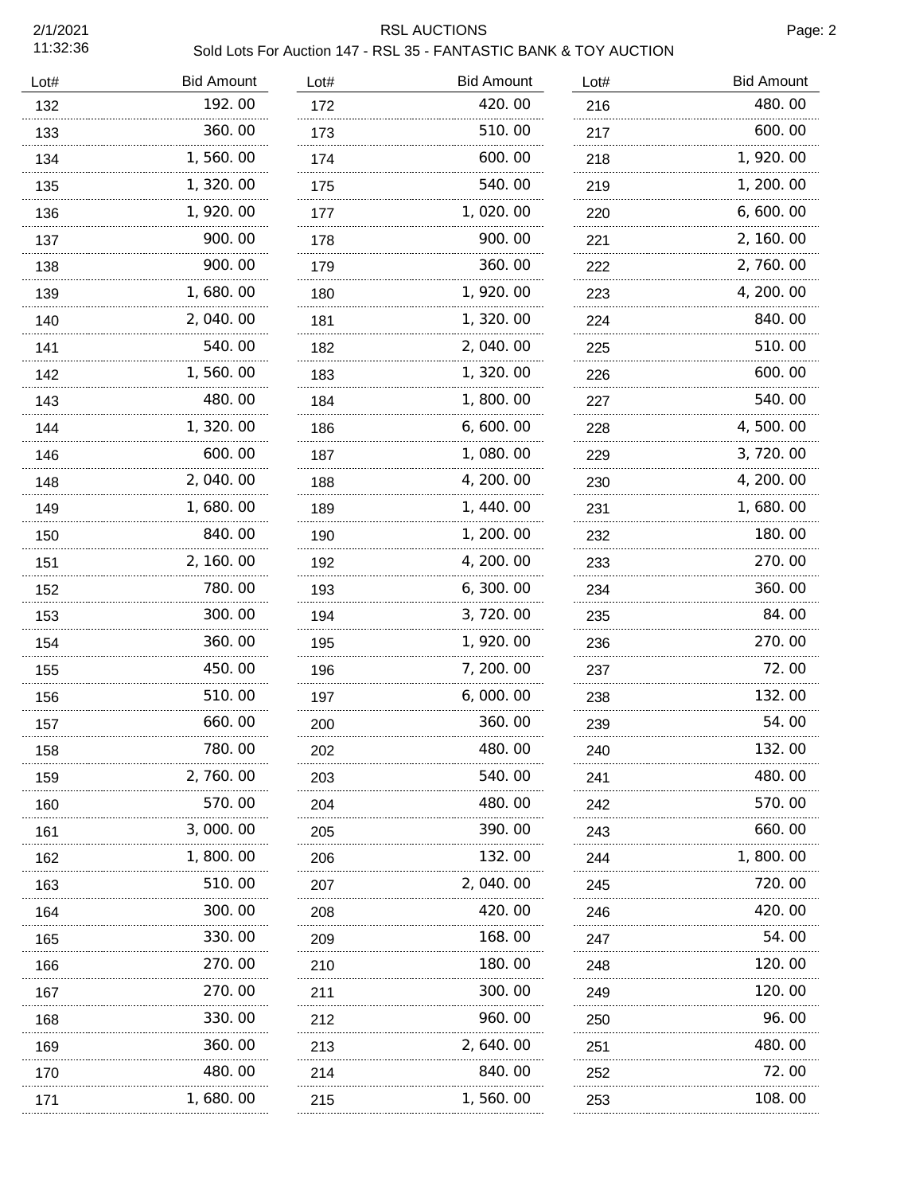RSL AUCTIONS

Sold Lots For Auction 147 - RSL 35 - FANTASTIC BANK & TOY AUCTION

| Lot# | Bid Amount |
|---|---|
| 132 | 192.00 |
| 133 | 360.00 |
| 134 | 1,560.00 |
| 135 | 1,320.00 |
| 136 | 1,920.00 |
| 137 | 900.00 |
| 138 | 900.00 |
| 139 | 1,680.00 |
| 140 | 2,040.00 |
| 141 | 540.00 |
| 142 | 1,560.00 |
| 143 | 480.00 |
| 144 | 1,320.00 |
| 146 | 600.00 |
| 148 | 2,040.00 |
| 149 | 1,680.00 |
| 150 | 840.00 |
| 151 | 2,160.00 |
| 152 | 780.00 |
| 153 | 300.00 |
| 154 | 360.00 |
| 155 | 450.00 |
| 156 | 510.00 |
| 157 | 660.00 |
| 158 | 780.00 |
| 159 | 2,760.00 |
| 160 | 570.00 |
| 161 | 3,000.00 |
| 162 | 1,800.00 |
| 163 | 510.00 |
| 164 | 300.00 |
| 165 | 330.00 |
| 166 | 270.00 |
| 167 | 270.00 |
| 168 | 330.00 |
| 169 | 360.00 |
| 170 | 480.00 |
| 171 | 1,680.00 |
| 172 | 420.00 |
| 173 | 510.00 |
| 174 | 600.00 |
| 175 | 540.00 |
| 177 | 1,020.00 |
| 178 | 900.00 |
| 179 | 360.00 |
| 180 | 1,920.00 |
| 181 | 1,320.00 |
| 182 | 2,040.00 |
| 183 | 1,320.00 |
| 184 | 1,800.00 |
| 186 | 6,600.00 |
| 187 | 1,080.00 |
| 188 | 4,200.00 |
| 189 | 1,440.00 |
| 190 | 1,200.00 |
| 192 | 4,200.00 |
| 193 | 6,300.00 |
| 194 | 3,720.00 |
| 195 | 1,920.00 |
| 196 | 7,200.00 |
| 197 | 6,000.00 |
| 200 | 360.00 |
| 202 | 480.00 |
| 203 | 540.00 |
| 204 | 480.00 |
| 205 | 390.00 |
| 206 | 132.00 |
| 207 | 2,040.00 |
| 208 | 420.00 |
| 209 | 168.00 |
| 210 | 180.00 |
| 211 | 300.00 |
| 212 | 960.00 |
| 213 | 2,640.00 |
| 214 | 840.00 |
| 215 | 1,560.00 |
| 216 | 480.00 |
| 217 | 600.00 |
| 218 | 1,920.00 |
| 219 | 1,200.00 |
| 220 | 6,600.00 |
| 221 | 2,160.00 |
| 222 | 2,760.00 |
| 223 | 4,200.00 |
| 224 | 840.00 |
| 225 | 510.00 |
| 226 | 600.00 |
| 227 | 540.00 |
| 228 | 4,500.00 |
| 229 | 3,720.00 |
| 230 | 4,200.00 |
| 231 | 1,680.00 |
| 232 | 180.00 |
| 233 | 270.00 |
| 234 | 360.00 |
| 235 | 84.00 |
| 236 | 270.00 |
| 237 | 72.00 |
| 238 | 132.00 |
| 239 | 54.00 |
| 240 | 132.00 |
| 241 | 480.00 |
| 242 | 570.00 |
| 243 | 660.00 |
| 244 | 1,800.00 |
| 245 | 720.00 |
| 246 | 420.00 |
| 247 | 54.00 |
| 248 | 120.00 |
| 249 | 120.00 |
| 250 | 96.00 |
| 251 | 480.00 |
| 252 | 72.00 |
| 253 | 108.00 |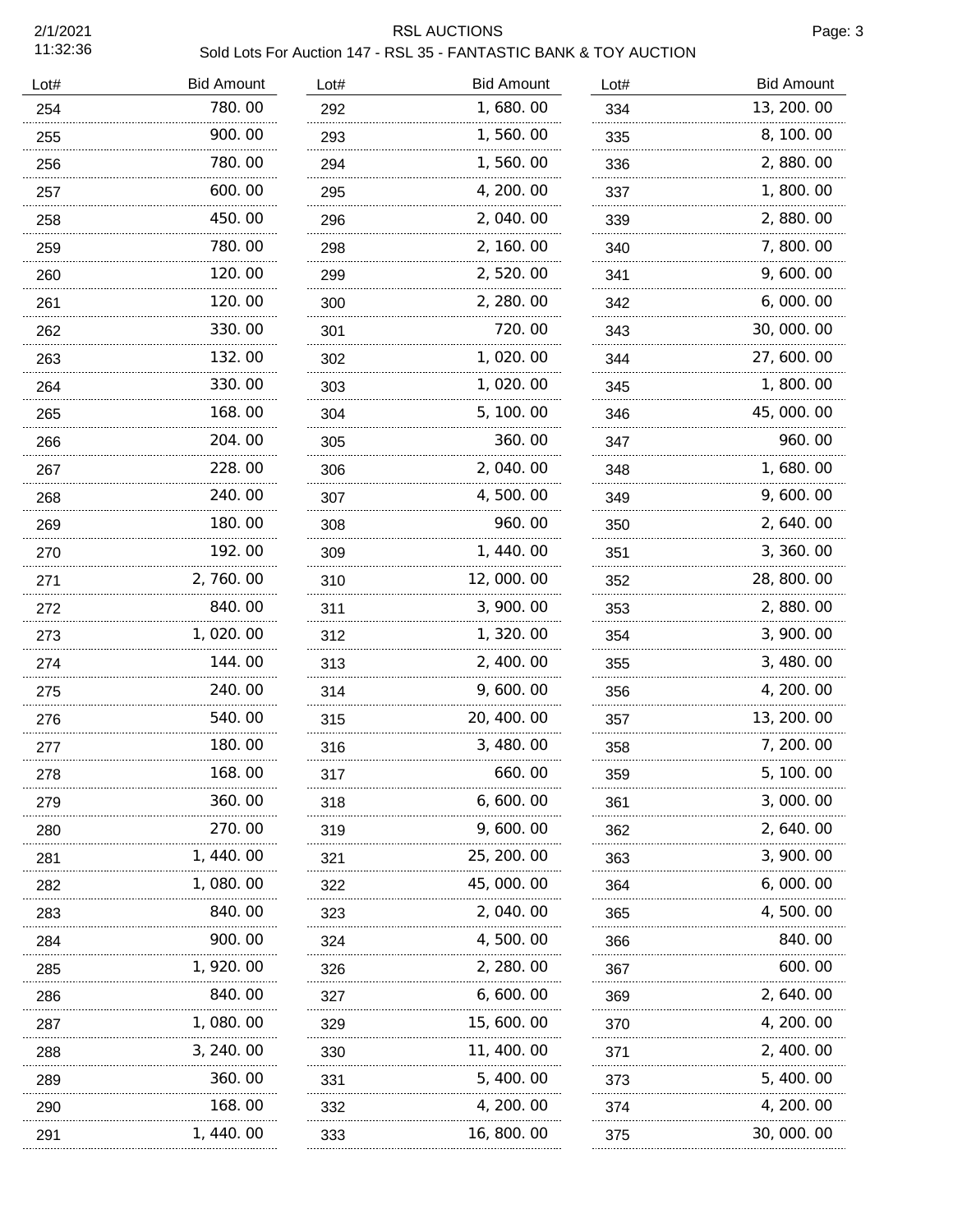# RSL AUCTIONS

## Sold Lots For Auction 147 - RSL 35 - FANTASTIC BANK & TOY AUCTION

2/1/2021
11:32:36

| Lot# | Bid Amount | Lot# | Bid Amount | Lot# | Bid Amount |
|---|---|---|---|---|---|
| 254 | 780.00 | 292 | 1,680.00 | 334 | 13,200.00 |
| 255 | 900.00 | 293 | 1,560.00 | 335 | 8,100.00 |
| 256 | 780.00 | 294 | 1,560.00 | 336 | 2,880.00 |
| 257 | 600.00 | 295 | 4,200.00 | 337 | 1,800.00 |
| 258 | 450.00 | 296 | 2,040.00 | 339 | 2,880.00 |
| 259 | 780.00 | 298 | 2,160.00 | 340 | 7,800.00 |
| 260 | 120.00 | 299 | 2,520.00 | 341 | 9,600.00 |
| 261 | 120.00 | 300 | 2,280.00 | 342 | 6,000.00 |
| 262 | 330.00 | 301 | 720.00 | 343 | 30,000.00 |
| 263 | 132.00 | 302 | 1,020.00 | 344 | 27,600.00 |
| 264 | 330.00 | 303 | 1,020.00 | 345 | 1,800.00 |
| 265 | 168.00 | 304 | 5,100.00 | 346 | 45,000.00 |
| 266 | 204.00 | 305 | 360.00 | 347 | 960.00 |
| 267 | 228.00 | 306 | 2,040.00 | 348 | 1,680.00 |
| 268 | 240.00 | 307 | 4,500.00 | 349 | 9,600.00 |
| 269 | 180.00 | 308 | 960.00 | 350 | 2,640.00 |
| 270 | 192.00 | 309 | 1,440.00 | 351 | 3,360.00 |
| 271 | 2,760.00 | 310 | 12,000.00 | 352 | 28,800.00 |
| 272 | 840.00 | 311 | 3,900.00 | 353 | 2,880.00 |
| 273 | 1,020.00 | 312 | 1,320.00 | 354 | 3,900.00 |
| 274 | 144.00 | 313 | 2,400.00 | 355 | 3,480.00 |
| 275 | 240.00 | 314 | 9,600.00 | 356 | 4,200.00 |
| 276 | 540.00 | 315 | 20,400.00 | 357 | 13,200.00 |
| 277 | 180.00 | 316 | 3,480.00 | 358 | 7,200.00 |
| 278 | 168.00 | 317 | 660.00 | 359 | 5,100.00 |
| 279 | 360.00 | 318 | 6,600.00 | 361 | 3,000.00 |
| 280 | 270.00 | 319 | 9,600.00 | 362 | 2,640.00 |
| 281 | 1,440.00 | 321 | 25,200.00 | 363 | 3,900.00 |
| 282 | 1,080.00 | 322 | 45,000.00 | 364 | 6,000.00 |
| 283 | 840.00 | 323 | 2,040.00 | 365 | 4,500.00 |
| 284 | 900.00 | 324 | 4,500.00 | 366 | 840.00 |
| 285 | 1,920.00 | 326 | 2,280.00 | 367 | 600.00 |
| 286 | 840.00 | 327 | 6,600.00 | 369 | 2,640.00 |
| 287 | 1,080.00 | 329 | 15,600.00 | 370 | 4,200.00 |
| 288 | 3,240.00 | 330 | 11,400.00 | 371 | 2,400.00 |
| 289 | 360.00 | 331 | 5,400.00 | 373 | 5,400.00 |
| 290 | 168.00 | 332 | 4,200.00 | 374 | 4,200.00 |
| 291 | 1,440.00 | 333 | 16,800.00 | 375 | 30,000.00 |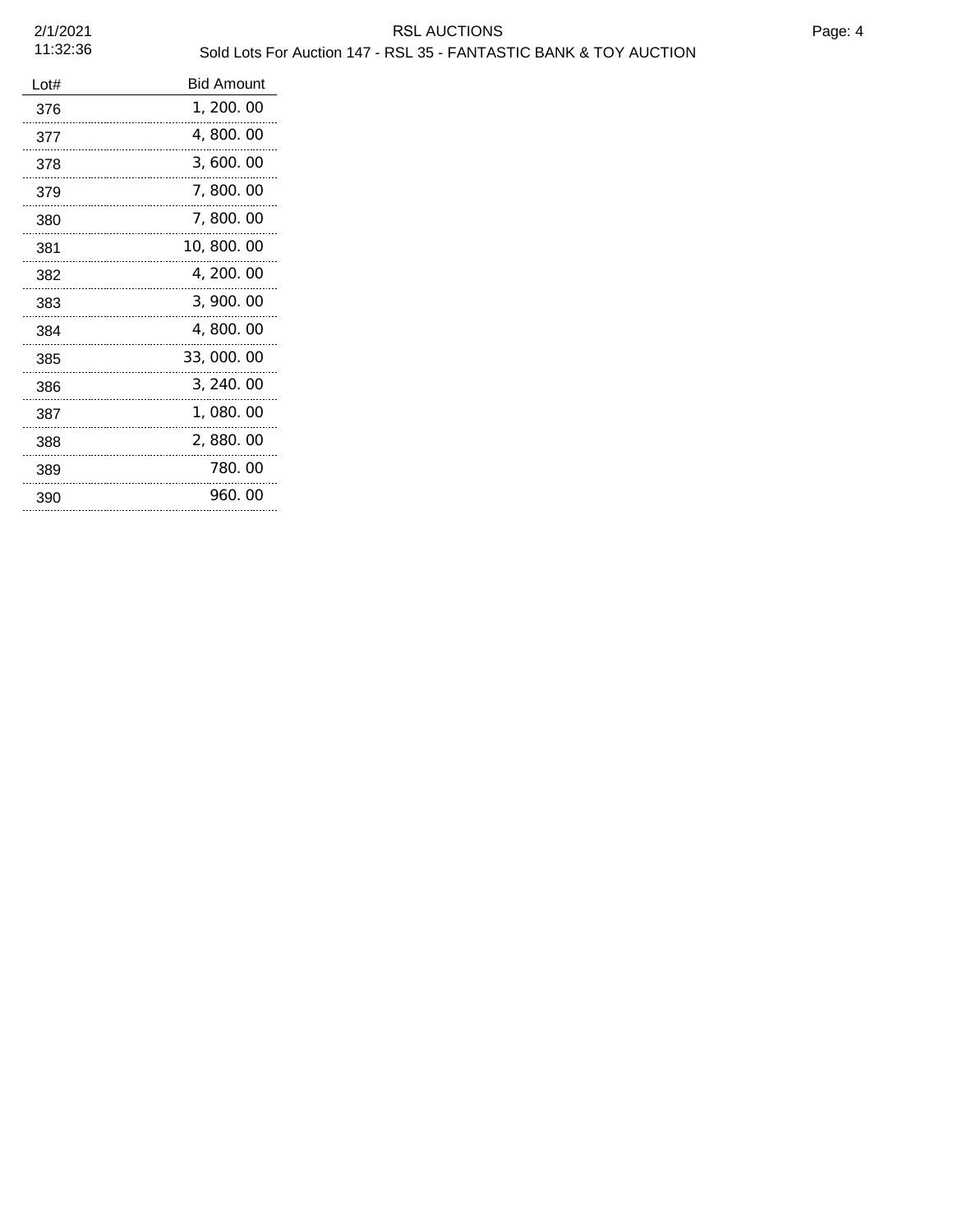| Lot# | Bid Amount |
|---|---|
| 376 | 1, 200. 00 |
| 377 | 4, 800. 00 |
| 378 | 3, 600. 00 |
| 379 | 7, 800. 00 |
| 380 | 7, 800. 00 |
| 381 | 10, 800. 00 |
| 382 | 4, 200. 00 |
| 383 | 3, 900. 00 |
| 384 | 4, 800. 00 |
| 385 | 33, 000. 00 |
| 386 | 3, 240. 00 |
| 387 | 1, 080. 00 |
| 388 | 2, 880. 00 |
| 389 | 780. 00 |
| 390 | 960. 00 |